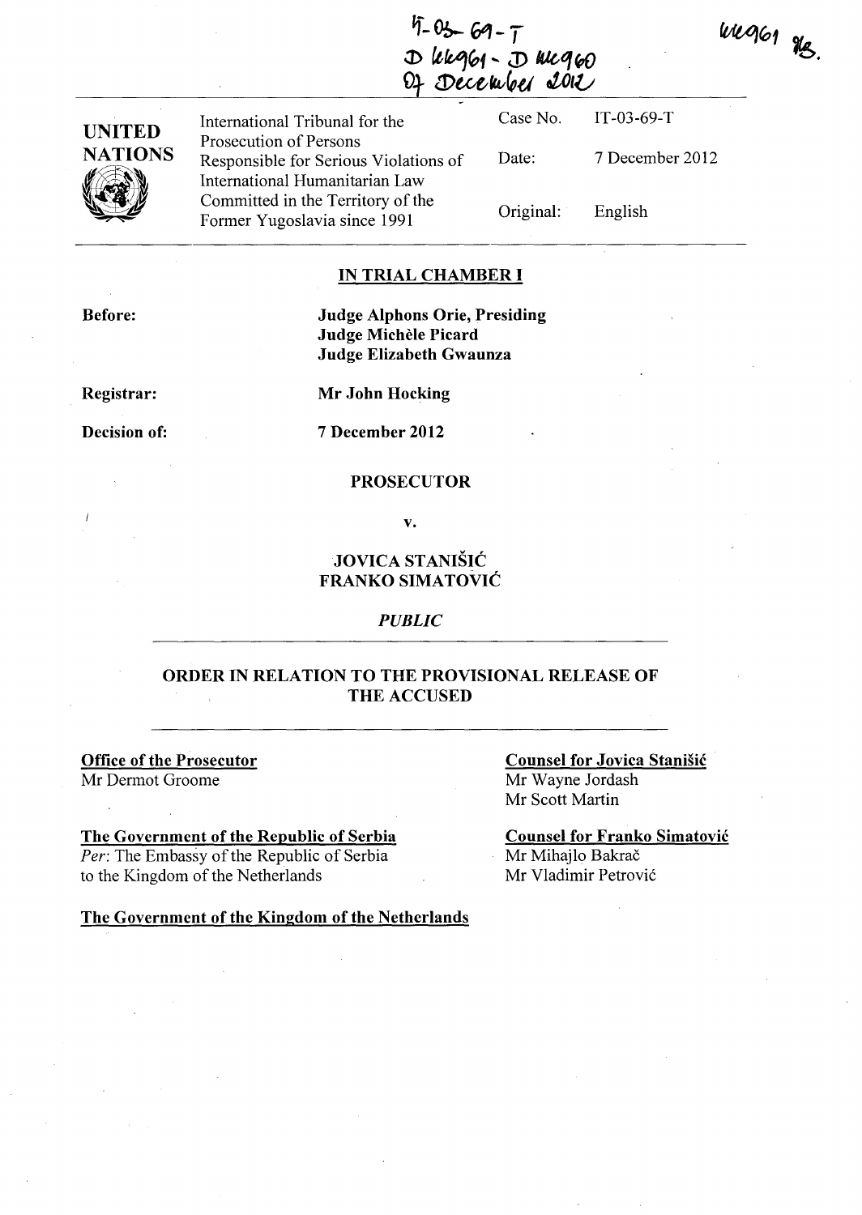IT-03-69-T
D 44961 - D 44960
07 December 2012

44961 YB.

| | | | |
|---|---|---|---|
| UNITED NATIONS | International Tribunal for the Prosecution of Persons Responsible for Serious Violations of International Humanitarian Law Committed in the Territory of the Former Yugoslavia since 1991 | Case No. | IT-03-69-T |
| | | Date: | 7 December 2012 |
| | | Original: | English |

## IN TRIAL CHAMBER I

**Before:** **Judge Alphons Orie, Presiding**
**Judge Michèle Picard**
**Judge Elizabeth Gwaunza**

**Registrar:** **Mr John Hocking**

**Decision of:** **7 December 2012**

**PROSECUTOR**

**v.**

**JOVICA STANIŠIĆ**
**FRANKO SIMATOVIĆ**

*PUBLIC*

## ORDER IN RELATION TO THE PROVISIONAL RELEASE OF THE ACCUSED

**Office of the Prosecutor**
Mr Dermot Groome

**The Government of the Republic of Serbia**
*Per*: The Embassy of the Republic of Serbia to the Kingdom of the Netherlands

**The Government of the Kingdom of the Netherlands**

**Counsel for Jovica Stanišić**
Mr Wayne Jordash
Mr Scott Martin

**Counsel for Franko Simatović**
Mr Mihajlo Bakrač
Mr Vladimir Petrović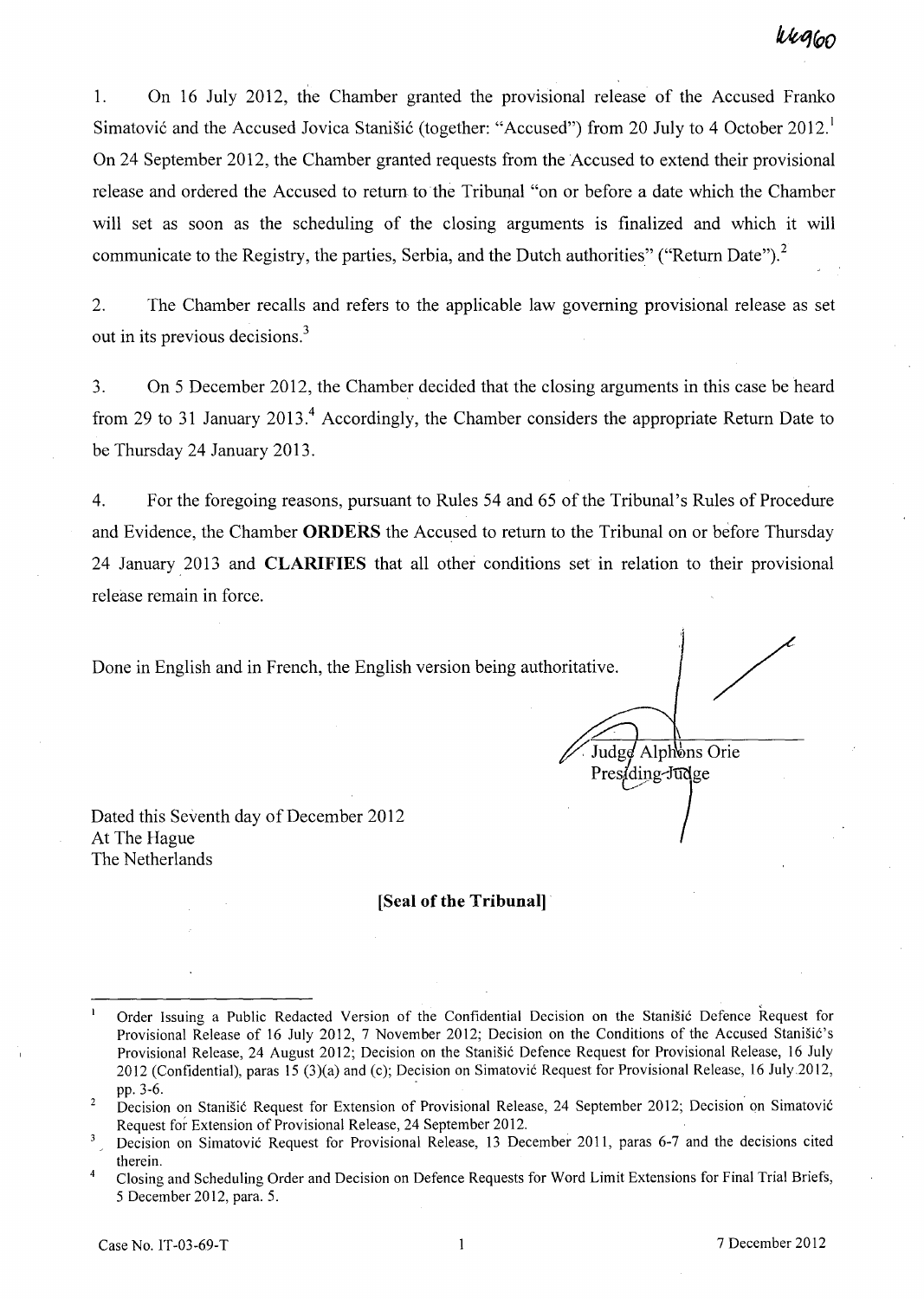1. On 16 July 2012, the Chamber granted the provisional release of the Accused Franko Simatović and the Accused Jovica Stanišić (together: "Accused") from 20 July to 4 October 2012.[1] On 24 September 2012, the Chamber granted requests from the Accused to extend their provisional release and ordered the Accused to return to the Tribunal "on or before a date which the Chamber will set as soon as the scheduling of the closing arguments is finalized and which it will communicate to the Registry, the parties, Serbia, and the Dutch authorities" ("Return Date").[2]

2. The Chamber recalls and refers to the applicable law governing provisional release as set out in its previous decisions.[3]

3. On 5 December 2012, the Chamber decided that the closing arguments in this case be heard from 29 to 31 January 2013.[4] Accordingly, the Chamber considers the appropriate Return Date to be Thursday 24 January 2013.

4. For the foregoing reasons, pursuant to Rules 54 and 65 of the Tribunal's Rules of Procedure and Evidence, the Chamber **ORDERS** the Accused to return to the Tribunal on or before Thursday 24 January 2013 and **CLARIFIES** that all other conditions set in relation to their provisional release remain in force.

Done in English and in French, the English version being authoritative.

Judge Alphons Orie
Presiding Judge

Dated this Seventh day of December 2012
At The Hague
The Netherlands

**[Seal of the Tribunal]**

---

[1] Order Issuing a Public Redacted Version of the Confidential Decision on the Stanišić Defence Request for Provisional Release of 16 July 2012, 7 November 2012; Decision on the Conditions of the Accused Stanišić's Provisional Release, 24 August 2012; Decision on the Stanišić Defence Request for Provisional Release, 16 July 2012 (Confidential), paras 15 (3)(a) and (c); Decision on Simatović Request for Provisional Release, 16 July 2012, pp. 3-6.

[2] Decision on Stanišić Request for Extension of Provisional Release, 24 September 2012; Decision on Simatović Request for Extension of Provisional Release, 24 September 2012.

[3] Decision on Simatović Request for Provisional Release, 13 December 2011, paras 6-7 and the decisions cited therein.

[4] Closing and Scheduling Order and Decision on Defence Requests for Word Limit Extensions for Final Trial Briefs, 5 December 2012, para. 5.

Case No. IT-03-69-T 7 December 2012